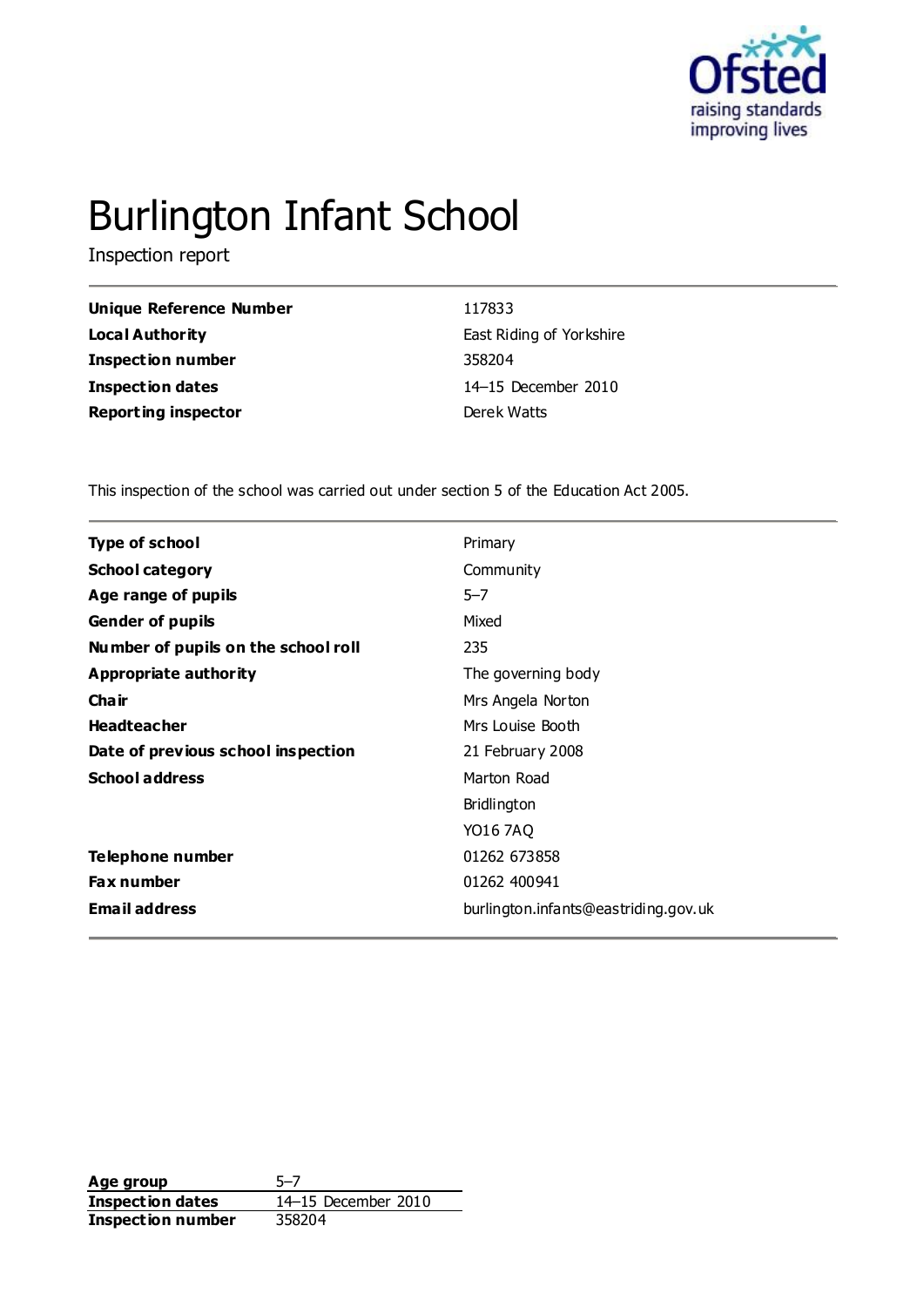# Burlington Infant School

Inspection report

| | |
|---|---|
| **Unique Reference Number** | 117833 |
| **Local Authority** | East Riding of Yorkshire |
| **Inspection number** | 358204 |
| **Inspection dates** | 14–15 December 2010 |
| **Reporting inspector** | Derek Watts |

This inspection of the school was carried out under section 5 of the Education Act 2005.

| | |
|---|---|
| **Type of school** | Primary |
| **School category** | Community |
| **Age range of pupils** | 5–7 |
| **Gender of pupils** | Mixed |
| **Number of pupils on the school roll** | 235 |
| **Appropriate authority** | The governing body |
| **Chair** | Mrs Angela Norton |
| **Headteacher** | Mrs Louise Booth |
| **Date of previous school inspection** | 21 February 2008 |
| **School address** | Marton Road |
| | Bridlington |
| | YO16 7AQ |
| **Telephone number** | 01262 673858 |
| **Fax number** | 01262 400941 |
| **Email address** | burlington.infants@eastriding.gov.uk |

| | |
|---|---|
| **Age group** | 5–7 |
| **Inspection dates** | 14–15 December 2010 |
| **Inspection number** | 358204 |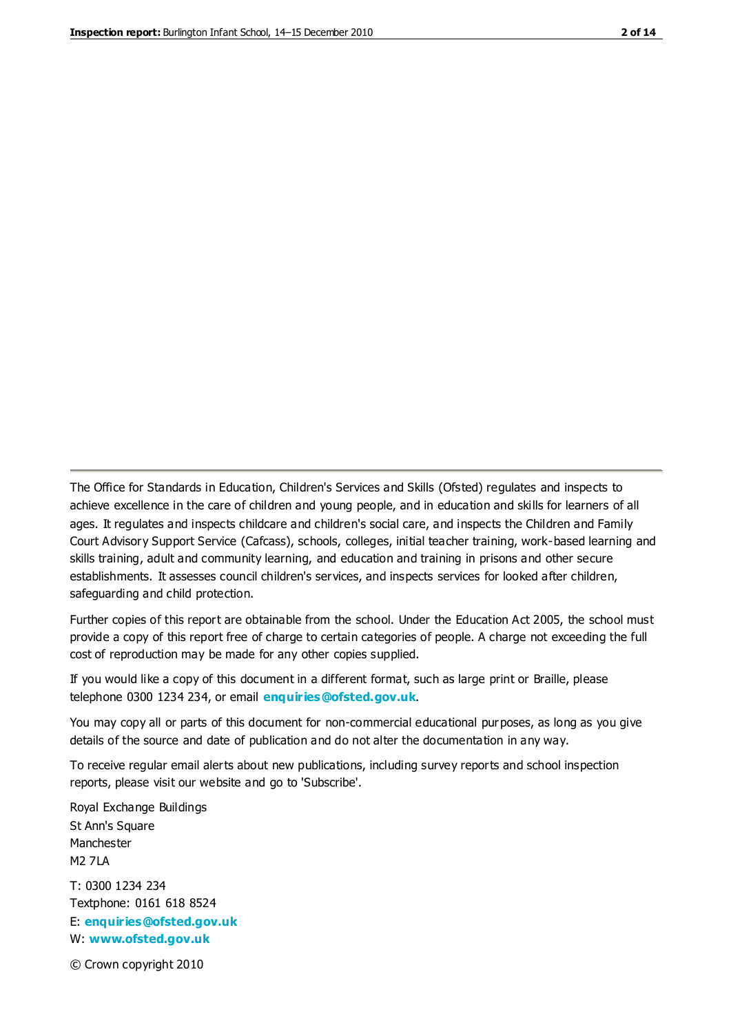The Office for Standards in Education, Children's Services and Skills (Ofsted) regulates and inspects to achieve excellence in the care of children and young people, and in education and skills for learners of all ages. It regulates and inspects childcare and children's social care, and inspects the Children and Family Court Advisory Support Service (Cafcass), schools, colleges, initial teacher training, work-based learning and skills training, adult and community learning, and education and training in prisons and other secure establishments. It assesses council children's services, and inspects services for looked after children, safeguarding and child protection.

Further copies of this report are obtainable from the school. Under the Education Act 2005, the school must provide a copy of this report free of charge to certain categories of people. A charge not exceeding the full cost of reproduction may be made for any other copies supplied.

If you would like a copy of this document in a different format, such as large print or Braille, please telephone 0300 1234 234, or email **enquiries@ofsted.gov.uk**.

You may copy all or parts of this document for non-commercial educational purposes, as long as you give details of the source and date of publication and do not alter the documentation in any way.

To receive regular email alerts about new publications, including survey reports and school inspection reports, please visit our website and go to 'Subscribe'.

Royal Exchange Buildings
St Ann's Square
Manchester
M2 7LA

T: 0300 1234 234
Textphone: 0161 618 8524
E: **enquiries@ofsted.gov.uk**
W: **www.ofsted.gov.uk**

© Crown copyright 2010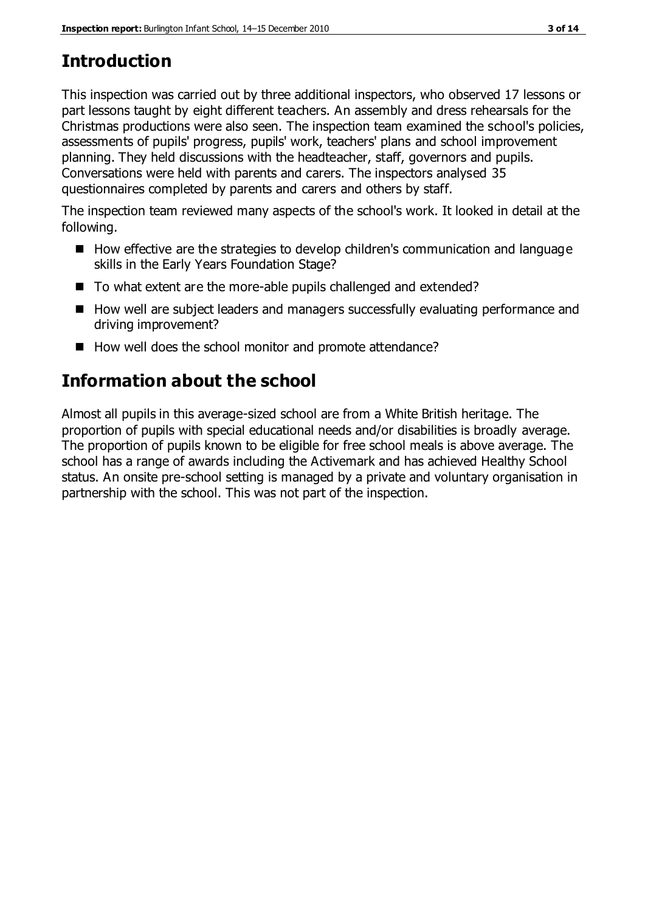## Introduction

This inspection was carried out by three additional inspectors, who observed 17 lessons or part lessons taught by eight different teachers. An assembly and dress rehearsals for the Christmas productions were also seen. The inspection team examined the school's policies, assessments of pupils' progress, pupils' work, teachers' plans and school improvement planning. They held discussions with the headteacher, staff, governors and pupils. Conversations were held with parents and carers. The inspectors analysed 35 questionnaires completed by parents and carers and others by staff.

The inspection team reviewed many aspects of the school's work. It looked in detail at the following.

- How effective are the strategies to develop children's communication and language skills in the Early Years Foundation Stage?
- To what extent are the more-able pupils challenged and extended?
- How well are subject leaders and managers successfully evaluating performance and driving improvement?
- How well does the school monitor and promote attendance?

## Information about the school

Almost all pupils in this average-sized school are from a White British heritage. The proportion of pupils with special educational needs and/or disabilities is broadly average. The proportion of pupils known to be eligible for free school meals is above average. The school has a range of awards including the Activemark and has achieved Healthy School status. An onsite pre-school setting is managed by a private and voluntary organisation in partnership with the school. This was not part of the inspection.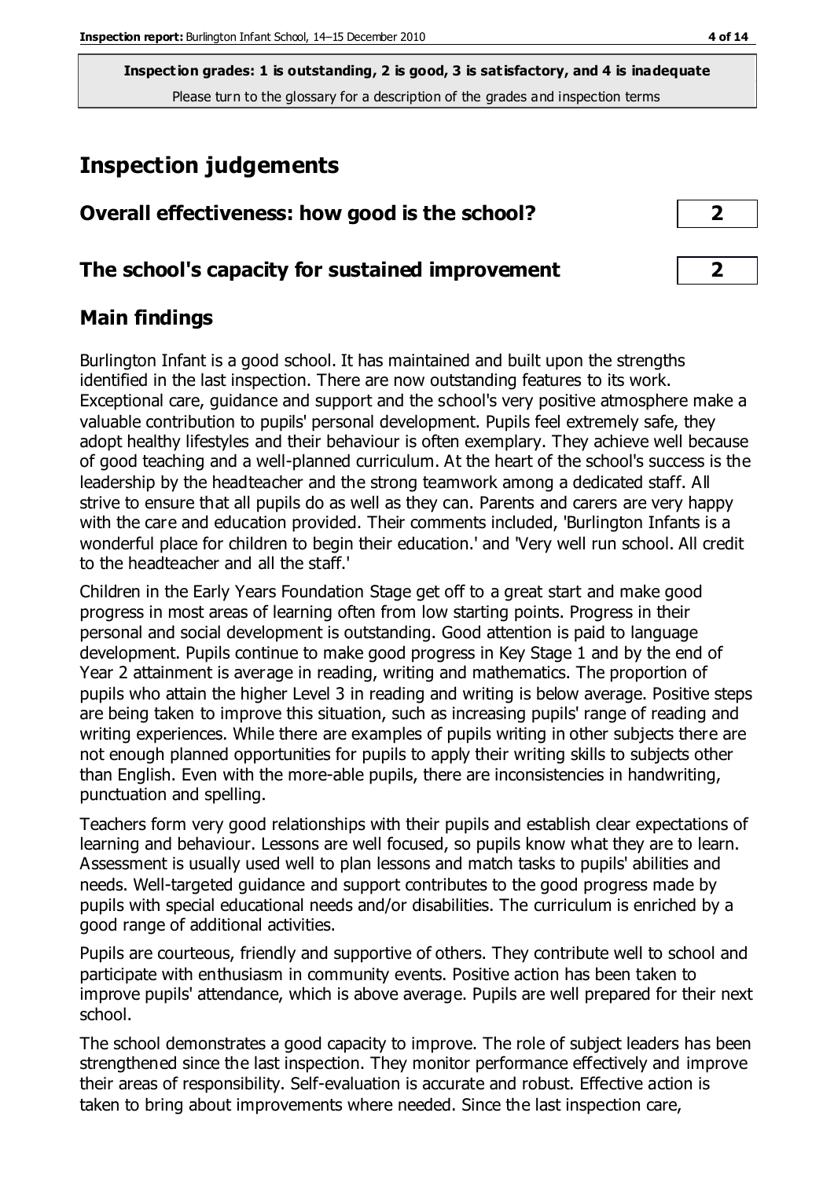**Inspection grades: 1 is outstanding, 2 is good, 3 is satisfactory, and 4 is inadequate**
Please turn to the glossary for a description of the grades and inspection terms

# Inspection judgements

| Overall effectiveness: how good is the school? | 2 |
|---|---|
| **The school's capacity for sustained improvement** | **2** |

## Main findings

Burlington Infant is a good school. It has maintained and built upon the strengths identified in the last inspection. There are now outstanding features to its work. Exceptional care, guidance and support and the school's very positive atmosphere make a valuable contribution to pupils' personal development. Pupils feel extremely safe, they adopt healthy lifestyles and their behaviour is often exemplary. They achieve well because of good teaching and a well-planned curriculum. At the heart of the school's success is the leadership by the headteacher and the strong teamwork among a dedicated staff. All strive to ensure that all pupils do as well as they can. Parents and carers are very happy with the care and education provided. Their comments included, 'Burlington Infants is a wonderful place for children to begin their education.' and 'Very well run school. All credit to the headteacher and all the staff.'

Children in the Early Years Foundation Stage get off to a great start and make good progress in most areas of learning often from low starting points. Progress in their personal and social development is outstanding. Good attention is paid to language development. Pupils continue to make good progress in Key Stage 1 and by the end of Year 2 attainment is average in reading, writing and mathematics. The proportion of pupils who attain the higher Level 3 in reading and writing is below average. Positive steps are being taken to improve this situation, such as increasing pupils' range of reading and writing experiences. While there are examples of pupils writing in other subjects there are not enough planned opportunities for pupils to apply their writing skills to subjects other than English. Even with the more-able pupils, there are inconsistencies in handwriting, punctuation and spelling.

Teachers form very good relationships with their pupils and establish clear expectations of learning and behaviour. Lessons are well focused, so pupils know what they are to learn. Assessment is usually used well to plan lessons and match tasks to pupils' abilities and needs. Well-targeted guidance and support contributes to the good progress made by pupils with special educational needs and/or disabilities. The curriculum is enriched by a good range of additional activities.

Pupils are courteous, friendly and supportive of others. They contribute well to school and participate with enthusiasm in community events. Positive action has been taken to improve pupils' attendance, which is above average. Pupils are well prepared for their next school.

The school demonstrates a good capacity to improve. The role of subject leaders has been strengthened since the last inspection. They monitor performance effectively and improve their areas of responsibility. Self-evaluation is accurate and robust. Effective action is taken to bring about improvements where needed. Since the last inspection care,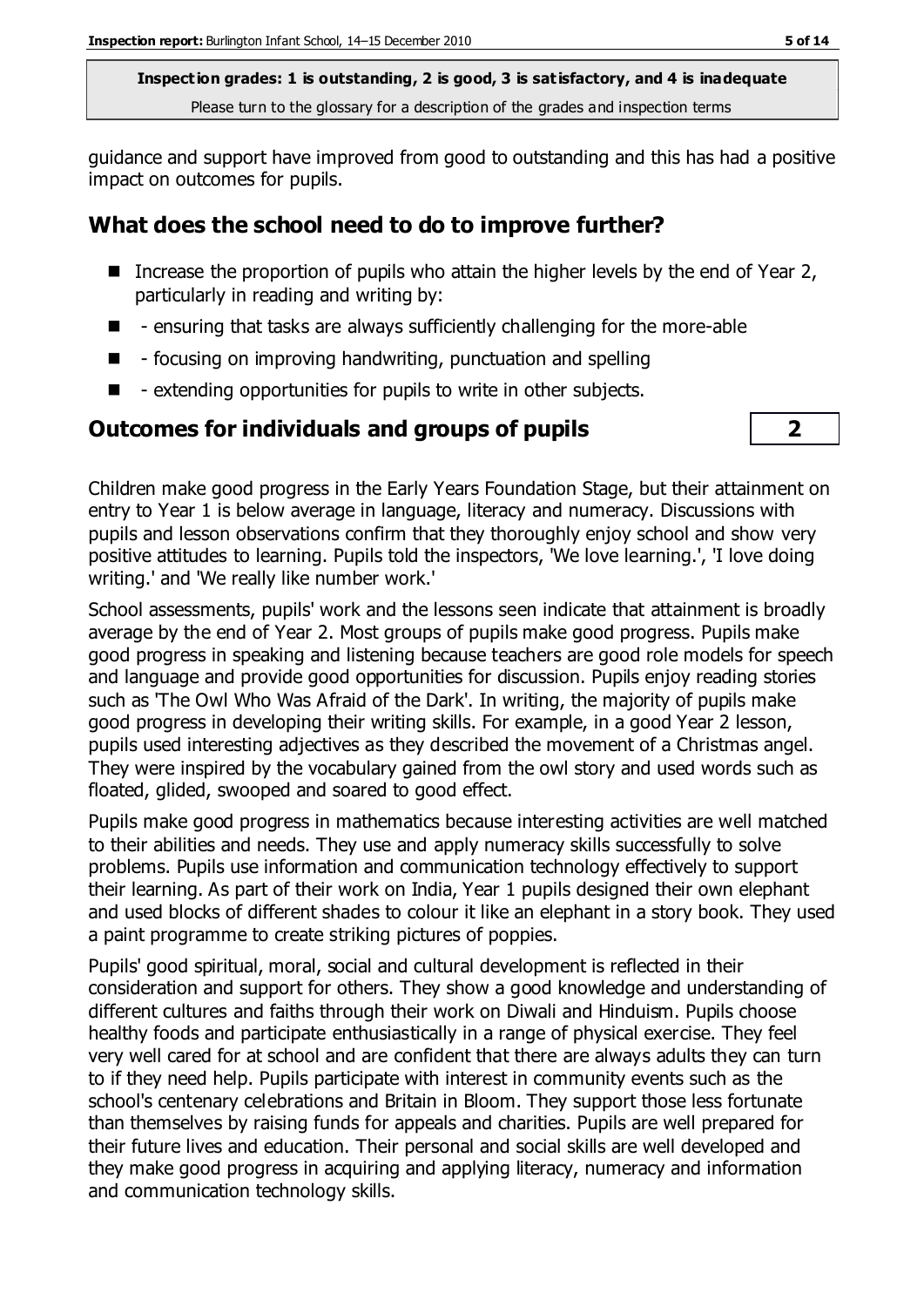guidance and support have improved from good to outstanding and this has had a positive impact on outcomes for pupils.

## What does the school need to do to improve further?

- Increase the proportion of pupils who attain the higher levels by the end of Year 2, particularly in reading and writing by:
- - ensuring that tasks are always sufficiently challenging for the more-able
- - focusing on improving handwriting, punctuation and spelling
- - extending opportunities for pupils to write in other subjects.

## Outcomes for individuals and groups of pupils — 2

Children make good progress in the Early Years Foundation Stage, but their attainment on entry to Year 1 is below average in language, literacy and numeracy. Discussions with pupils and lesson observations confirm that they thoroughly enjoy school and show very positive attitudes to learning. Pupils told the inspectors, 'We love learning.', 'I love doing writing.' and 'We really like number work.'

School assessments, pupils' work and the lessons seen indicate that attainment is broadly average by the end of Year 2. Most groups of pupils make good progress. Pupils make good progress in speaking and listening because teachers are good role models for speech and language and provide good opportunities for discussion. Pupils enjoy reading stories such as 'The Owl Who Was Afraid of the Dark'. In writing, the majority of pupils make good progress in developing their writing skills. For example, in a good Year 2 lesson, pupils used interesting adjectives as they described the movement of a Christmas angel. They were inspired by the vocabulary gained from the owl story and used words such as floated, glided, swooped and soared to good effect.

Pupils make good progress in mathematics because interesting activities are well matched to their abilities and needs. They use and apply numeracy skills successfully to solve problems. Pupils use information and communication technology effectively to support their learning. As part of their work on India, Year 1 pupils designed their own elephant and used blocks of different shades to colour it like an elephant in a story book. They used a paint programme to create striking pictures of poppies.

Pupils' good spiritual, moral, social and cultural development is reflected in their consideration and support for others. They show a good knowledge and understanding of different cultures and faiths through their work on Diwali and Hinduism. Pupils choose healthy foods and participate enthusiastically in a range of physical exercise. They feel very well cared for at school and are confident that there are always adults they can turn to if they need help. Pupils participate with interest in community events such as the school's centenary celebrations and Britain in Bloom. They support those less fortunate than themselves by raising funds for appeals and charities. Pupils are well prepared for their future lives and education. Their personal and social skills are well developed and they make good progress in acquiring and applying literacy, numeracy and information and communication technology skills.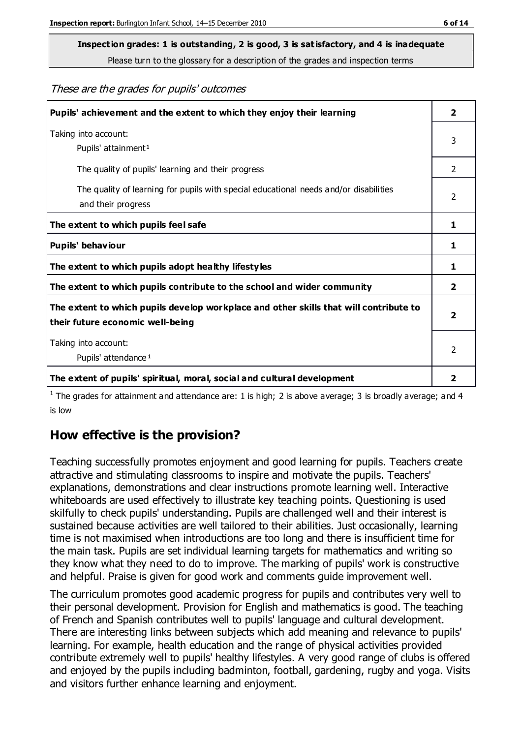**Inspection grades: 1 is outstanding, 2 is good, 3 is satisfactory, and 4 is inadequate**
Please turn to the glossary for a description of the grades and inspection terms

*These are the grades for pupils' outcomes*

| | |
|---|---|
| **Pupils' achievement and the extent to which they enjoy their learning** | **2** |
| Taking into account:<br>Pupils' attainment[1] | 3 |
| The quality of pupils' learning and their progress | 2 |
| The quality of learning for pupils with special educational needs and/or disabilities and their progress | 2 |
| **The extent to which pupils feel safe** | **1** |
| **Pupils' behaviour** | **1** |
| **The extent to which pupils adopt healthy lifestyles** | **1** |
| **The extent to which pupils contribute to the school and wider community** | **2** |
| **The extent to which pupils develop workplace and other skills that will contribute to their future economic well-being** | **2** |
| Taking into account:<br>Pupils' attendance[1] | 2 |
| **The extent of pupils' spiritual, moral, social and cultural development** | **2** |

[1] The grades for attainment and attendance are: 1 is high; 2 is above average; 3 is broadly average; and 4 is low

## How effective is the provision?

Teaching successfully promotes enjoyment and good learning for pupils. Teachers create attractive and stimulating classrooms to inspire and motivate the pupils. Teachers' explanations, demonstrations and clear instructions promote learning well. Interactive whiteboards are used effectively to illustrate key teaching points. Questioning is used skilfully to check pupils' understanding. Pupils are challenged well and their interest is sustained because activities are well tailored to their abilities. Just occasionally, learning time is not maximised when introductions are too long and there is insufficient time for the main task. Pupils are set individual learning targets for mathematics and writing so they know what they need to do to improve. The marking of pupils' work is constructive and helpful. Praise is given for good work and comments guide improvement well.

The curriculum promotes good academic progress for pupils and contributes very well to their personal development. Provision for English and mathematics is good. The teaching of French and Spanish contributes well to pupils' language and cultural development. There are interesting links between subjects which add meaning and relevance to pupils' learning. For example, health education and the range of physical activities provided contribute extremely well to pupils' healthy lifestyles. A very good range of clubs is offered and enjoyed by the pupils including badminton, football, gardening, rugby and yoga. Visits and visitors further enhance learning and enjoyment.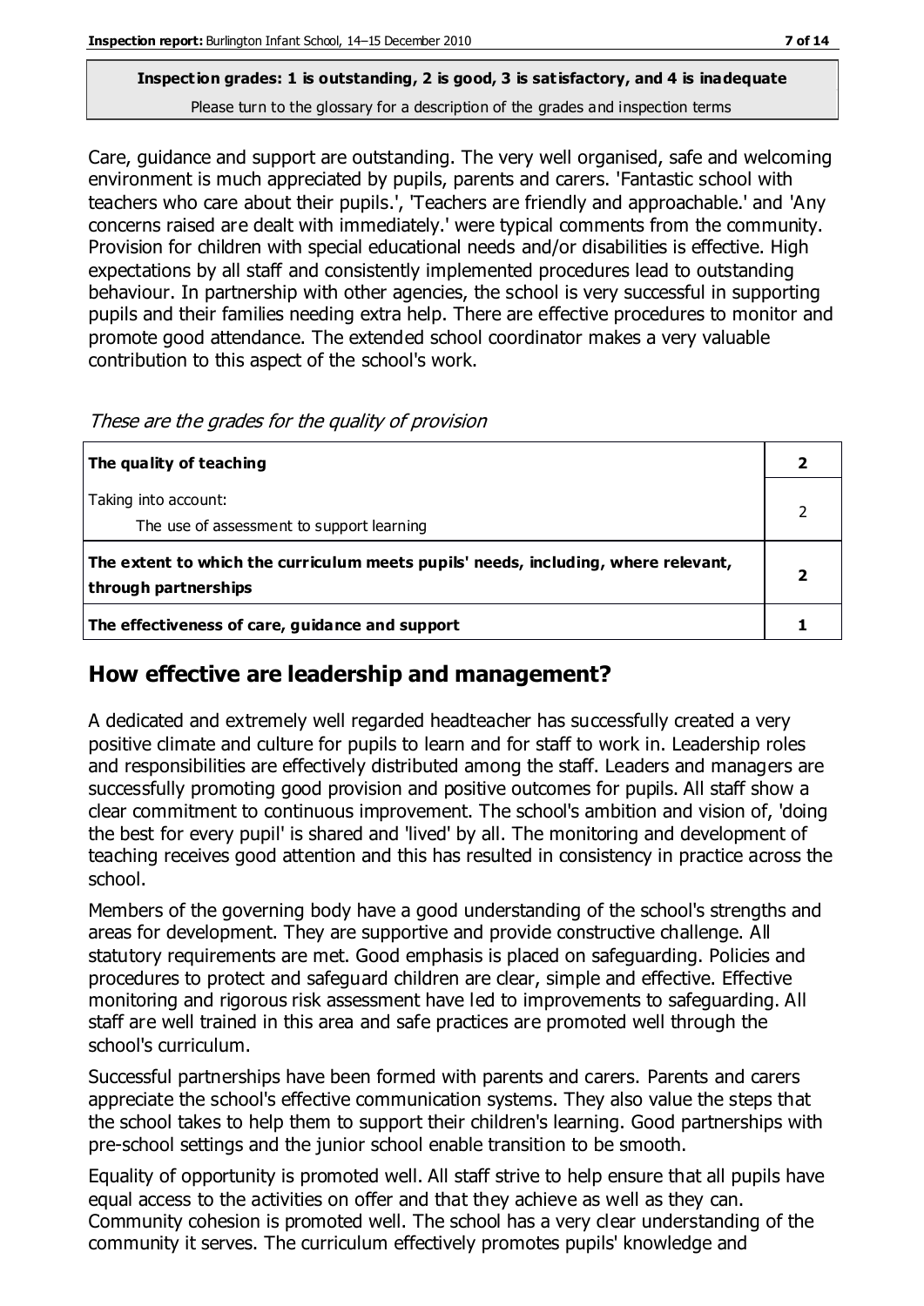**Inspection grades: 1 is outstanding, 2 is good, 3 is satisfactory, and 4 is inadequate**
Please turn to the glossary for a description of the grades and inspection terms

Care, guidance and support are outstanding. The very well organised, safe and welcoming environment is much appreciated by pupils, parents and carers. 'Fantastic school with teachers who care about their pupils.', 'Teachers are friendly and approachable.' and 'Any concerns raised are dealt with immediately.' were typical comments from the community. Provision for children with special educational needs and/or disabilities is effective. High expectations by all staff and consistently implemented procedures lead to outstanding behaviour. In partnership with other agencies, the school is very successful in supporting pupils and their families needing extra help. There are effective procedures to monitor and promote good attendance. The extended school coordinator makes a very valuable contribution to this aspect of the school's work.

*These are the grades for the quality of provision*

| | |
|---|---|
| **The quality of teaching** | **2** |
| Taking into account:<br>The use of assessment to support learning | 2 |
| **The extent to which the curriculum meets pupils' needs, including, where relevant, through partnerships** | **2** |
| **The effectiveness of care, guidance and support** | **1** |

## How effective are leadership and management?

A dedicated and extremely well regarded headteacher has successfully created a very positive climate and culture for pupils to learn and for staff to work in. Leadership roles and responsibilities are effectively distributed among the staff. Leaders and managers are successfully promoting good provision and positive outcomes for pupils. All staff show a clear commitment to continuous improvement. The school's ambition and vision of, 'doing the best for every pupil' is shared and 'lived' by all. The monitoring and development of teaching receives good attention and this has resulted in consistency in practice across the school.

Members of the governing body have a good understanding of the school's strengths and areas for development. They are supportive and provide constructive challenge. All statutory requirements are met. Good emphasis is placed on safeguarding. Policies and procedures to protect and safeguard children are clear, simple and effective. Effective monitoring and rigorous risk assessment have led to improvements to safeguarding. All staff are well trained in this area and safe practices are promoted well through the school's curriculum.

Successful partnerships have been formed with parents and carers. Parents and carers appreciate the school's effective communication systems. They also value the steps that the school takes to help them to support their children's learning. Good partnerships with pre-school settings and the junior school enable transition to be smooth.

Equality of opportunity is promoted well. All staff strive to help ensure that all pupils have equal access to the activities on offer and that they achieve as well as they can. Community cohesion is promoted well. The school has a very clear understanding of the community it serves. The curriculum effectively promotes pupils' knowledge and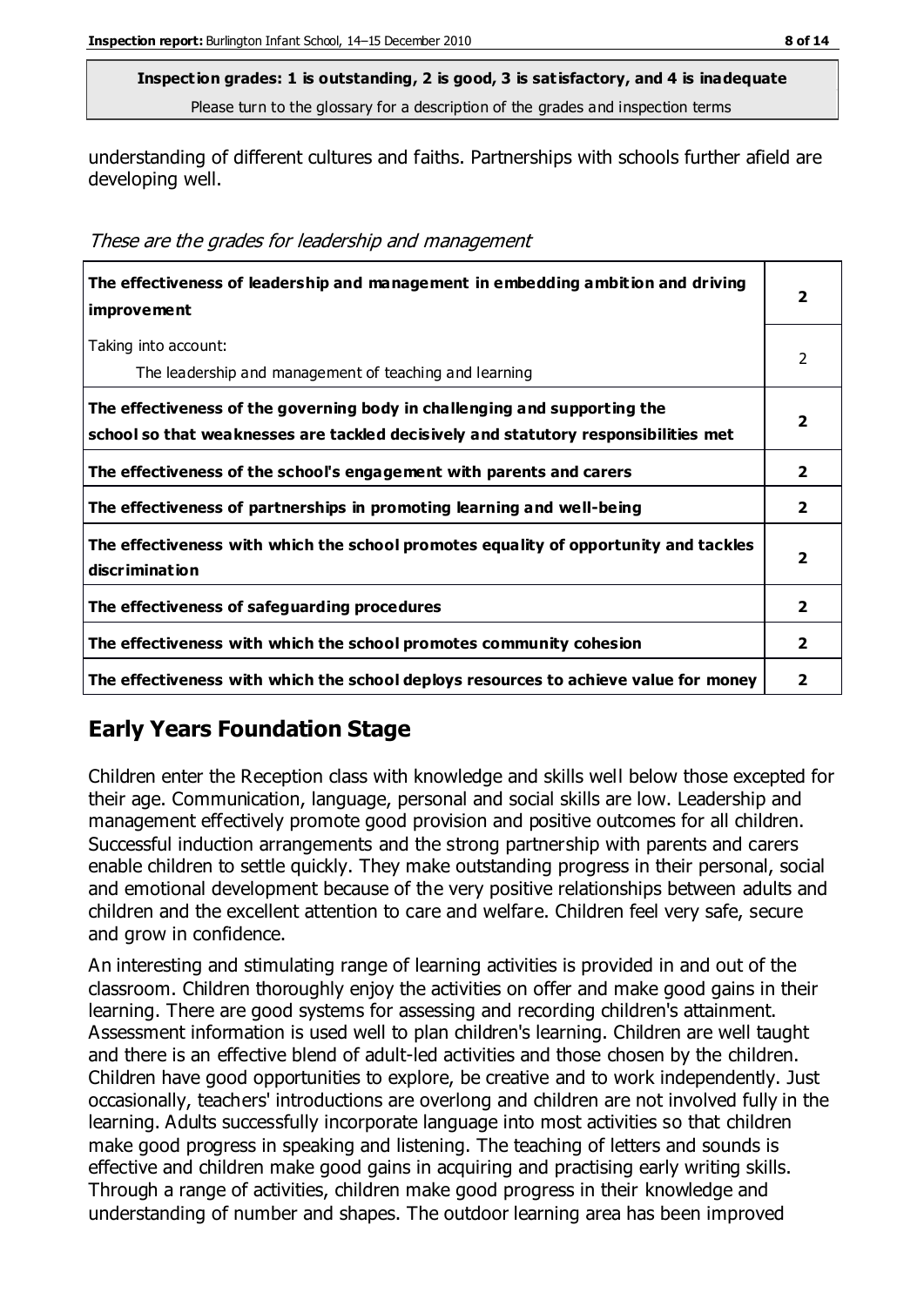**Inspection grades: 1 is outstanding, 2 is good, 3 is satisfactory, and 4 is inadequate**
Please turn to the glossary for a description of the grades and inspection terms

understanding of different cultures and faiths. Partnerships with schools further afield are developing well.

*These are the grades for leadership and management*

| | |
|---|---|
| **The effectiveness of leadership and management in embedding ambition and driving improvement** | **2** |
| Taking into account:<br>The leadership and management of teaching and learning | 2 |
| **The effectiveness of the governing body in challenging and supporting the school so that weaknesses are tackled decisively and statutory responsibilities met** | **2** |
| **The effectiveness of the school's engagement with parents and carers** | **2** |
| **The effectiveness of partnerships in promoting learning and well-being** | **2** |
| **The effectiveness with which the school promotes equality of opportunity and tackles discrimination** | **2** |
| **The effectiveness of safeguarding procedures** | **2** |
| **The effectiveness with which the school promotes community cohesion** | **2** |
| **The effectiveness with which the school deploys resources to achieve value for money** | **2** |

## Early Years Foundation Stage

Children enter the Reception class with knowledge and skills well below those excepted for their age. Communication, language, personal and social skills are low. Leadership and management effectively promote good provision and positive outcomes for all children. Successful induction arrangements and the strong partnership with parents and carers enable children to settle quickly. They make outstanding progress in their personal, social and emotional development because of the very positive relationships between adults and children and the excellent attention to care and welfare. Children feel very safe, secure and grow in confidence.

An interesting and stimulating range of learning activities is provided in and out of the classroom. Children thoroughly enjoy the activities on offer and make good gains in their learning. There are good systems for assessing and recording children's attainment. Assessment information is used well to plan children's learning. Children are well taught and there is an effective blend of adult-led activities and those chosen by the children. Children have good opportunities to explore, be creative and to work independently. Just occasionally, teachers' introductions are overlong and children are not involved fully in the learning. Adults successfully incorporate language into most activities so that children make good progress in speaking and listening. The teaching of letters and sounds is effective and children make good gains in acquiring and practising early writing skills. Through a range of activities, children make good progress in their knowledge and understanding of number and shapes. The outdoor learning area has been improved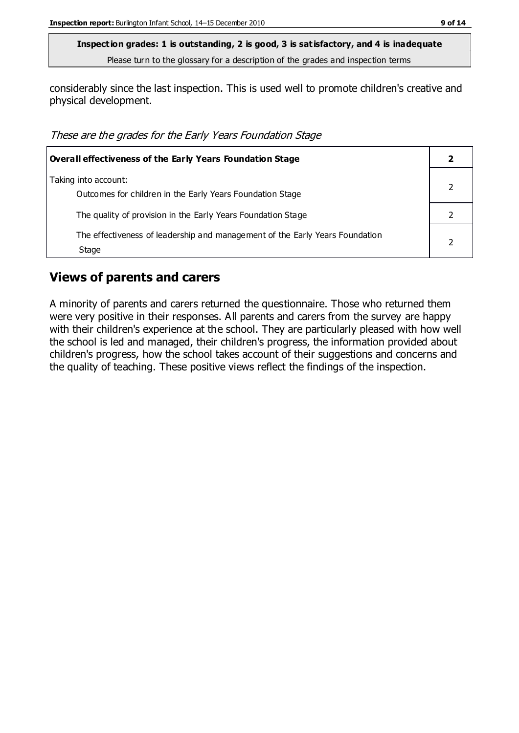**Inspection grades: 1 is outstanding, 2 is good, 3 is satisfactory, and 4 is inadequate**
Please turn to the glossary for a description of the grades and inspection terms

considerably since the last inspection. This is used well to promote children's creative and physical development.

*These are the grades for the Early Years Foundation Stage*

| **Overall effectiveness of the Early Years Foundation Stage** | **2** |
|---|---|
| Taking into account:<br>Outcomes for children in the Early Years Foundation Stage | 2 |
| The quality of provision in the Early Years Foundation Stage | 2 |
| The effectiveness of leadership and management of the Early Years Foundation Stage | 2 |

## Views of parents and carers

A minority of parents and carers returned the questionnaire. Those who returned them were very positive in their responses. All parents and carers from the survey are happy with their children's experience at the school. They are particularly pleased with how well the school is led and managed, their children's progress, the information provided about children's progress, how the school takes account of their suggestions and concerns and the quality of teaching. These positive views reflect the findings of the inspection.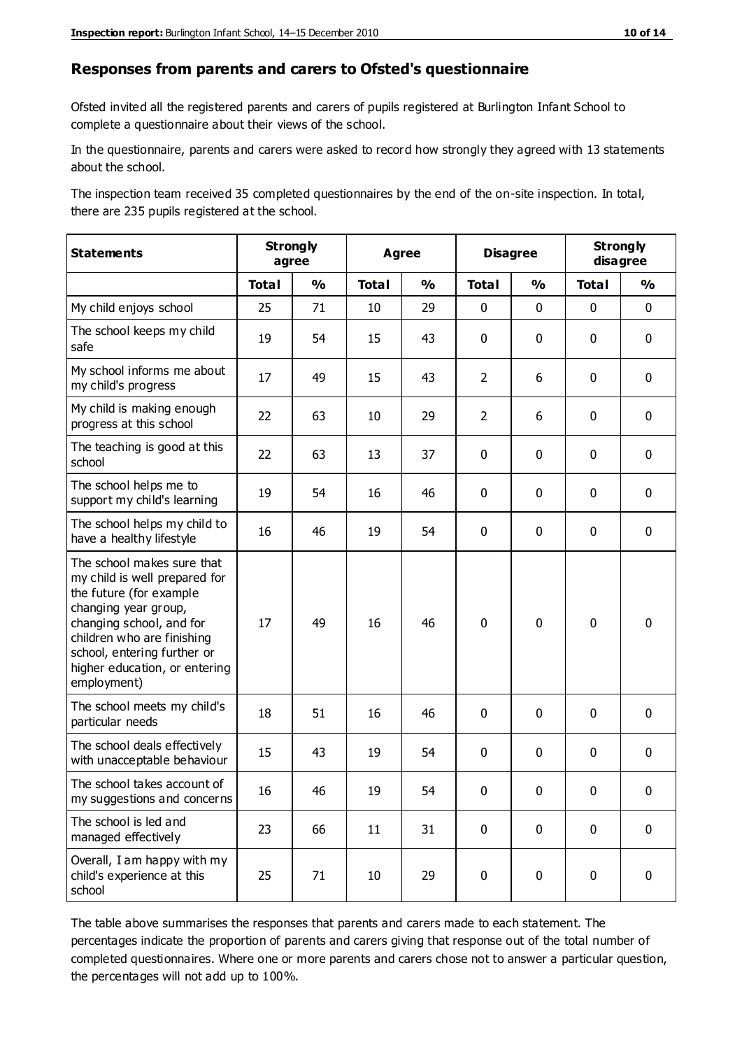## Responses from parents and carers to Ofsted's questionnaire

Ofsted invited all the registered parents and carers of pupils registered at Burlington Infant School to complete a questionnaire about their views of the school.

In the questionnaire, parents and carers were asked to record how strongly they agreed with 13 statements about the school.

The inspection team received 35 completed questionnaires by the end of the on-site inspection. In total, there are 235 pupils registered at the school.

| Statements | Strongly agree | | Agree | | Disagree | | Strongly disagree | |
|---|---|---|---|---|---|---|---|---|
| | Total | % | Total | % | Total | % | Total | % |
| My child enjoys school | 25 | 71 | 10 | 29 | 0 | 0 | 0 | 0 |
| The school keeps my child safe | 19 | 54 | 15 | 43 | 0 | 0 | 0 | 0 |
| My school informs me about my child's progress | 17 | 49 | 15 | 43 | 2 | 6 | 0 | 0 |
| My child is making enough progress at this school | 22 | 63 | 10 | 29 | 2 | 6 | 0 | 0 |
| The teaching is good at this school | 22 | 63 | 13 | 37 | 0 | 0 | 0 | 0 |
| The school helps me to support my child's learning | 19 | 54 | 16 | 46 | 0 | 0 | 0 | 0 |
| The school helps my child to have a healthy lifestyle | 16 | 46 | 19 | 54 | 0 | 0 | 0 | 0 |
| The school makes sure that my child is well prepared for the future (for example changing year group, changing school, and for children who are finishing school, entering further or higher education, or entering employment) | 17 | 49 | 16 | 46 | 0 | 0 | 0 | 0 |
| The school meets my child's particular needs | 18 | 51 | 16 | 46 | 0 | 0 | 0 | 0 |
| The school deals effectively with unacceptable behaviour | 15 | 43 | 19 | 54 | 0 | 0 | 0 | 0 |
| The school takes account of my suggestions and concerns | 16 | 46 | 19 | 54 | 0 | 0 | 0 | 0 |
| The school is led and managed effectively | 23 | 66 | 11 | 31 | 0 | 0 | 0 | 0 |
| Overall, I am happy with my child's experience at this school | 25 | 71 | 10 | 29 | 0 | 0 | 0 | 0 |

The table above summarises the responses that parents and carers made to each statement. The percentages indicate the proportion of parents and carers giving that response out of the total number of completed questionnaires. Where one or more parents and carers chose not to answer a particular question, the percentages will not add up to 100%.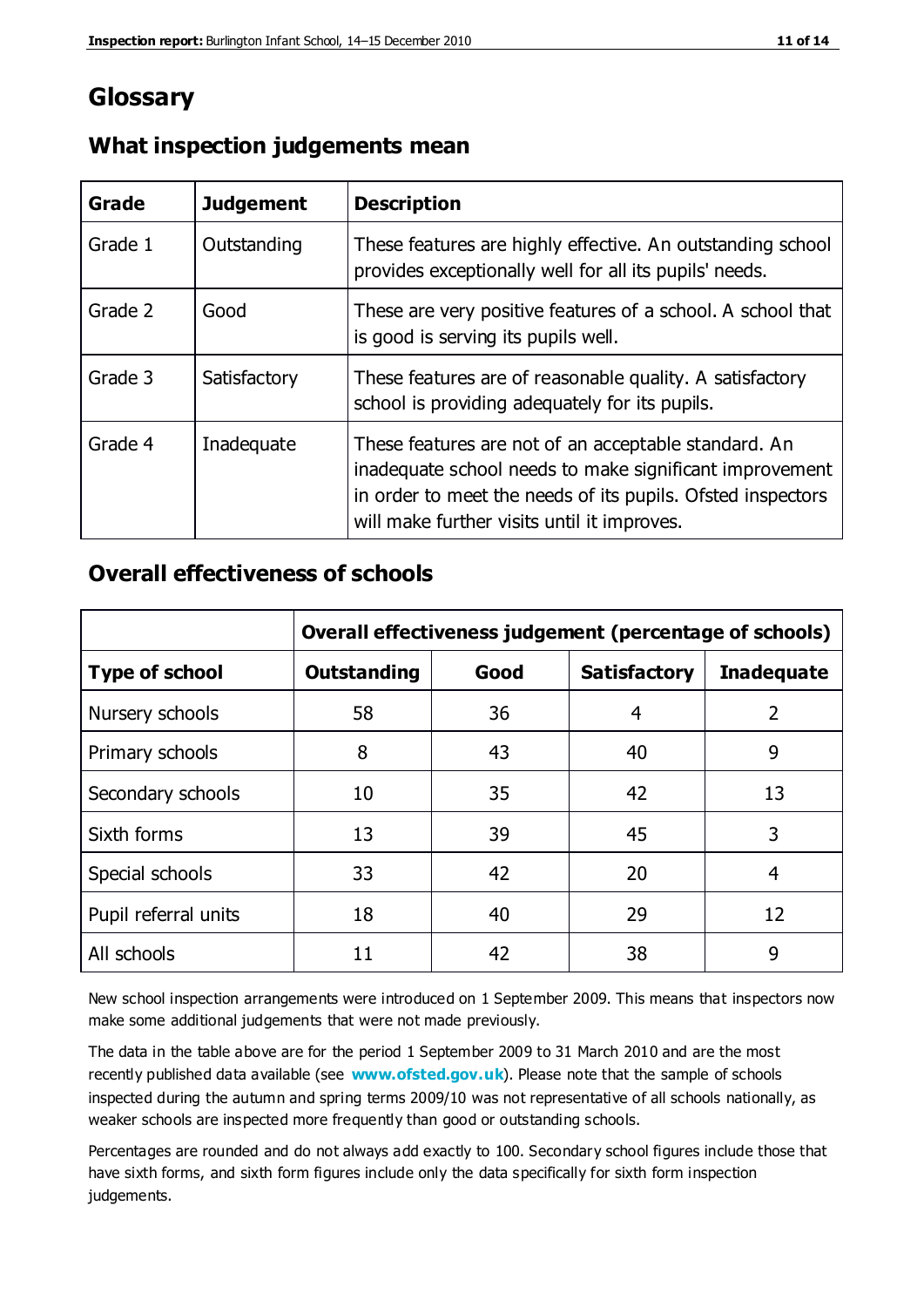# Glossary

## What inspection judgements mean

| Grade | Judgement | Description |
|---|---|---|
| Grade 1 | Outstanding | These features are highly effective. An outstanding school provides exceptionally well for all its pupils' needs. |
| Grade 2 | Good | These are very positive features of a school. A school that is good is serving its pupils well. |
| Grade 3 | Satisfactory | These features are of reasonable quality. A satisfactory school is providing adequately for its pupils. |
| Grade 4 | Inadequate | These features are not of an acceptable standard. An inadequate school needs to make significant improvement in order to meet the needs of its pupils. Ofsted inspectors will make further visits until it improves. |

## Overall effectiveness of schools

| | Overall effectiveness judgement (percentage of schools) | | | |
|---|---|---|---|---|
| **Type of school** | **Outstanding** | **Good** | **Satisfactory** | **Inadequate** |
| Nursery schools | 58 | 36 | 4 | 2 |
| Primary schools | 8 | 43 | 40 | 9 |
| Secondary schools | 10 | 35 | 42 | 13 |
| Sixth forms | 13 | 39 | 45 | 3 |
| Special schools | 33 | 42 | 20 | 4 |
| Pupil referral units | 18 | 40 | 29 | 12 |
| All schools | 11 | 42 | 38 | 9 |

New school inspection arrangements were introduced on 1 September 2009. This means that inspectors now make some additional judgements that were not made previously.

The data in the table above are for the period 1 September 2009 to 31 March 2010 and are the most recently published data available (see **www.ofsted.gov.uk**). Please note that the sample of schools inspected during the autumn and spring terms 2009/10 was not representative of all schools nationally, as weaker schools are inspected more frequently than good or outstanding schools.

Percentages are rounded and do not always add exactly to 100. Secondary school figures include those that have sixth forms, and sixth form figures include only the data specifically for sixth form inspection judgements.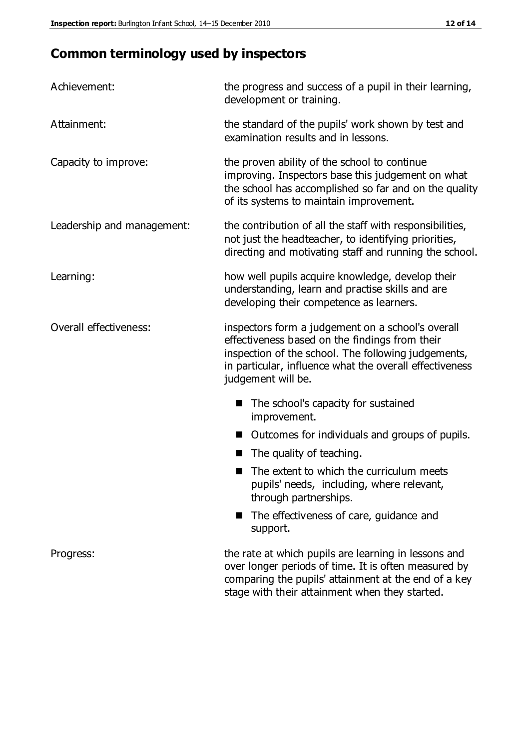## Common terminology used by inspectors

| | |
|---|---|
| Achievement: | the progress and success of a pupil in their learning, development or training. |
| Attainment: | the standard of the pupils' work shown by test and examination results and in lessons. |
| Capacity to improve: | the proven ability of the school to continue improving. Inspectors base this judgement on what the school has accomplished so far and on the quality of its systems to maintain improvement. |
| Leadership and management: | the contribution of all the staff with responsibilities, not just the headteacher, to identifying priorities, directing and motivating staff and running the school. |
| Learning: | how well pupils acquire knowledge, develop their understanding, learn and practise skills and are developing their competence as learners. |
| Overall effectiveness: | inspectors form a judgement on a school's overall effectiveness based on the findings from their inspection of the school. The following judgements, in particular, influence what the overall effectiveness judgement will be.<br>■ The school's capacity for sustained improvement.<br>■ Outcomes for individuals and groups of pupils.<br>■ The quality of teaching.<br>■ The extent to which the curriculum meets pupils' needs, including, where relevant, through partnerships.<br>■ The effectiveness of care, guidance and support. |
| Progress: | the rate at which pupils are learning in lessons and over longer periods of time. It is often measured by comparing the pupils' attainment at the end of a key stage with their attainment when they started. |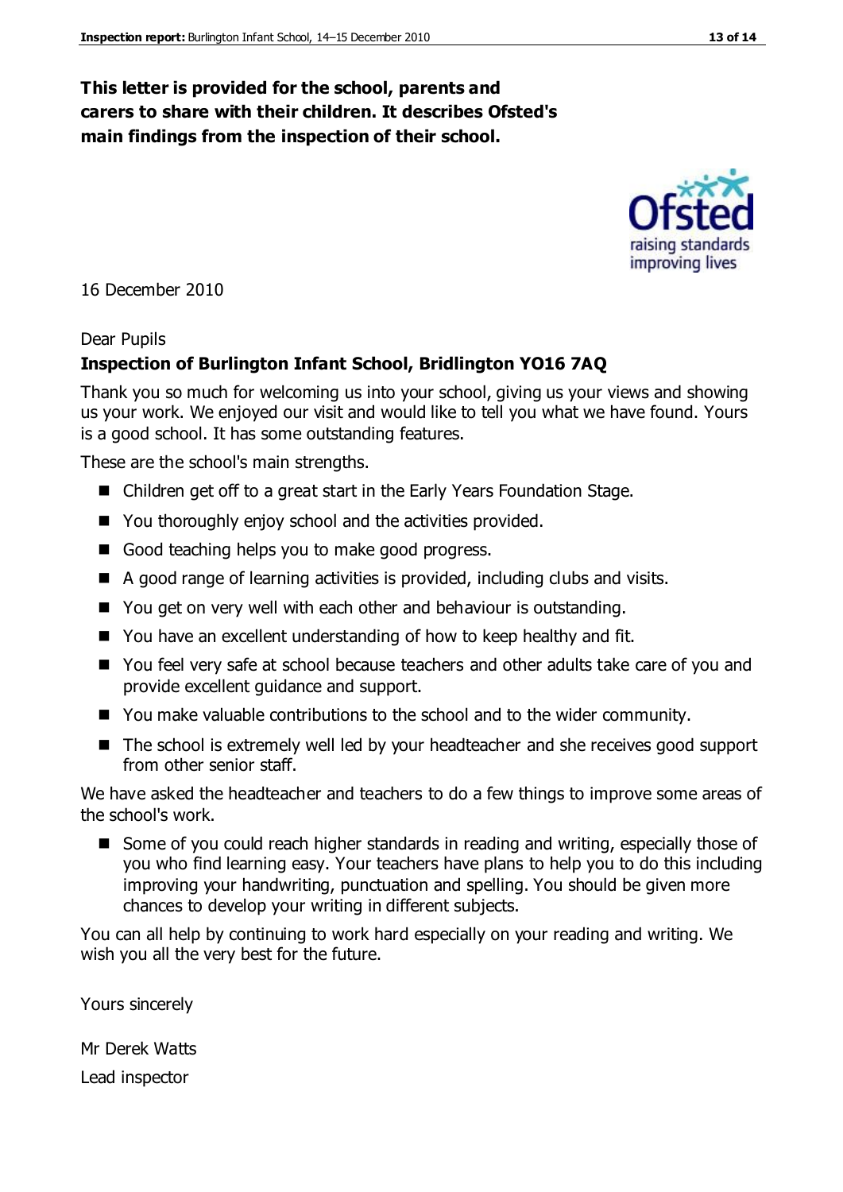**This letter is provided for the school, parents and carers to share with their children. It describes Ofsted's main findings from the inspection of their school.**

16 December 2010

Dear Pupils

**Inspection of Burlington Infant School, Bridlington YO16 7AQ**

Thank you so much for welcoming us into your school, giving us your views and showing us your work. We enjoyed our visit and would like to tell you what we have found. Yours is a good school. It has some outstanding features.

These are the school's main strengths.

- Children get off to a great start in the Early Years Foundation Stage.
- You thoroughly enjoy school and the activities provided.
- Good teaching helps you to make good progress.
- A good range of learning activities is provided, including clubs and visits.
- You get on very well with each other and behaviour is outstanding.
- You have an excellent understanding of how to keep healthy and fit.
- You feel very safe at school because teachers and other adults take care of you and provide excellent guidance and support.
- You make valuable contributions to the school and to the wider community.
- The school is extremely well led by your headteacher and she receives good support from other senior staff.

We have asked the headteacher and teachers to do a few things to improve some areas of the school's work.

- Some of you could reach higher standards in reading and writing, especially those of you who find learning easy. Your teachers have plans to help you to do this including improving your handwriting, punctuation and spelling. You should be given more chances to develop your writing in different subjects.

You can all help by continuing to work hard especially on your reading and writing. We wish you all the very best for the future.

Yours sincerely

Mr Derek Watts

Lead inspector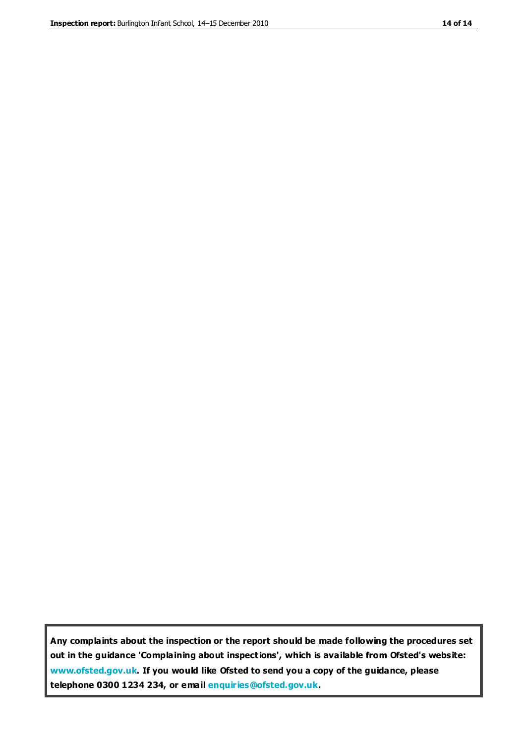**Any complaints about the inspection or the report should be made following the procedures set out in the guidance 'Complaining about inspections', which is available from Ofsted's website: www.ofsted.gov.uk. If you would like Ofsted to send you a copy of the guidance, please telephone 0300 1234 234, or email enquiries@ofsted.gov.uk.**